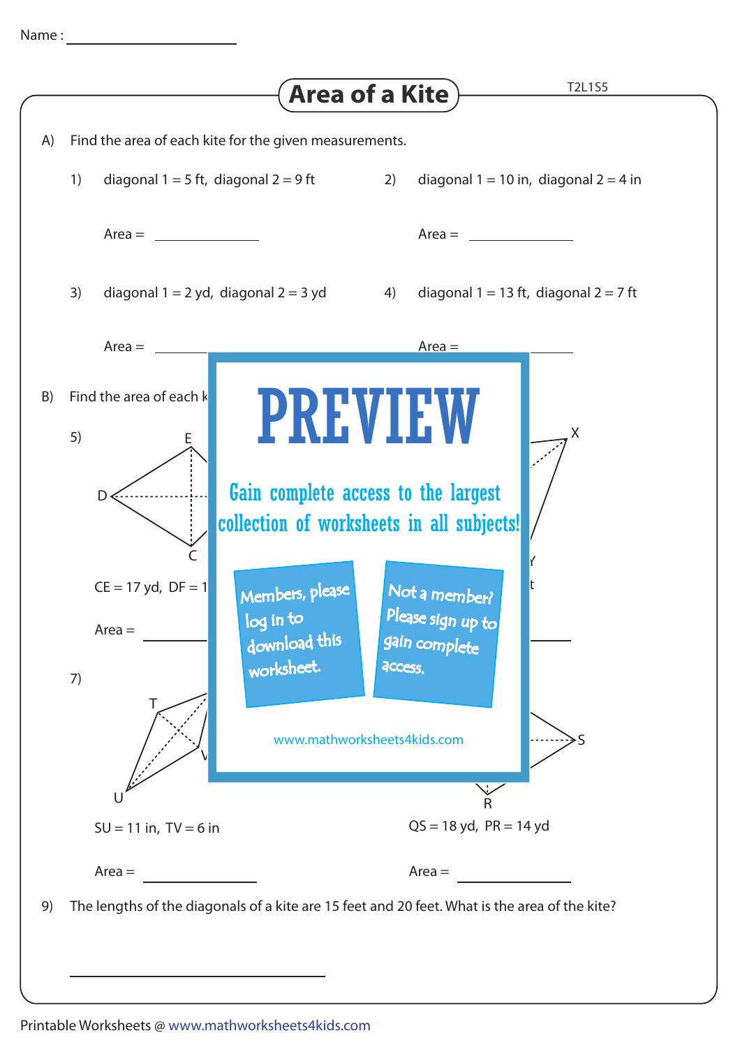Name : ____________________

# Area of a Kite

T2L1S5

A) Find the area of each kite for the given measurements.

1) diagonal 1 = 5 ft, diagonal 2 = 9 ft

Area = ______________

2) diagonal 1 = 10 in, diagonal 2 = 4 in

Area = ______________

3) diagonal 1 = 2 yd, diagonal 2 = 3 yd

Area = ______________

4) diagonal 1 = 13 ft, diagonal 2 = 7 ft

Area = ______________

B) Find the area of each k

5) E, D, C

CE = 17 yd, DF = 1

Area = ______________

X, Y

t

Area = ______________

7) T, U, V

SU = 11 in, TV = 6 in

Area = ______________

S, R

QS = 18 yd, PR = 14 yd

Area = ______________

PREVIEW

Gain complete access to the largest collection of worksheets in all subjects!

Members, please log in to download this worksheet.

Not a member? Please sign up to gain complete access.

www.mathworksheets4kids.com

9) The lengths of the diagonals of a kite are 15 feet and 20 feet. What is the area of the kite?

______________________________

Printable Worksheets @ www.mathworksheets4kids.com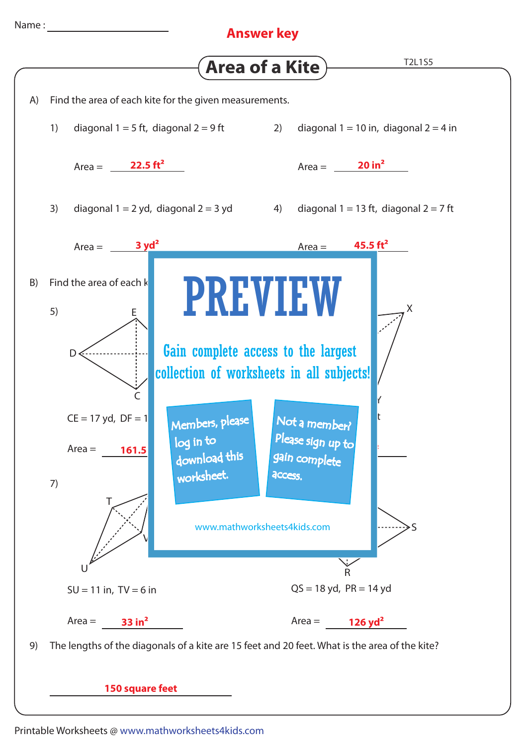Name :

**Answer key**

# Area of a Kite

T2L1S5

A) Find the area of each kite for the given measurements.

1) diagonal 1 = 5 ft, diagonal 2 = 9 ft

Area = **22.5 ft²**

2) diagonal 1 = 10 in, diagonal 2 = 4 in

Area = **20 in²**

3) diagonal 1 = 2 yd, diagonal 2 = 3 yd

Area = **3 yd²**

4) diagonal 1 = 13 ft, diagonal 2 = 7 ft

Area = **45.5 ft²**

B) Find the area of each k

5)

E

D

C

X

Y

CE = 17 yd, DF = 1

Area = **161.5**

7)

T

U

V

S

R

SU = 11 in, TV = 6 in

Area = **33 in²**

QS = 18 yd, PR = 14 yd

Area = **126 yd²**

PREVIEW

Gain complete access to the largest collection of worksheets in all subjects!

Members, please log in to download this worksheet.

Not a member? Please sign up to gain complete access.

www.mathworksheets4kids.com

9) The lengths of the diagonals of a kite are 15 feet and 20 feet. What is the area of the kite?

**150 square feet**

Printable Worksheets @ www.mathworksheets4kids.com